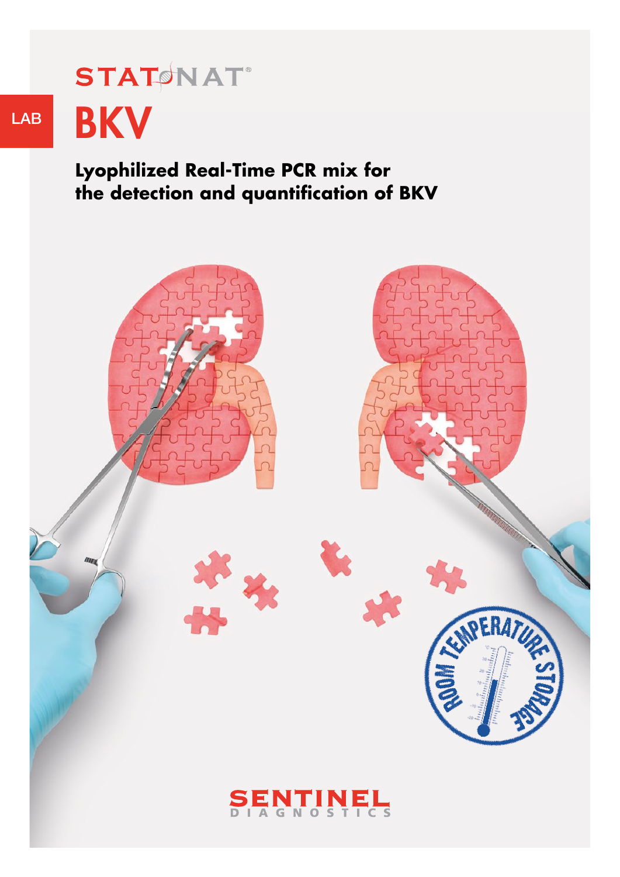STAT NAT®

LAB

# BKV

## Lyophilized Real-Time PCR mix for the detection and quantification of BKV

ROOM TEMPERATURE STORAGE

SENTINEL DIAGNOSTICS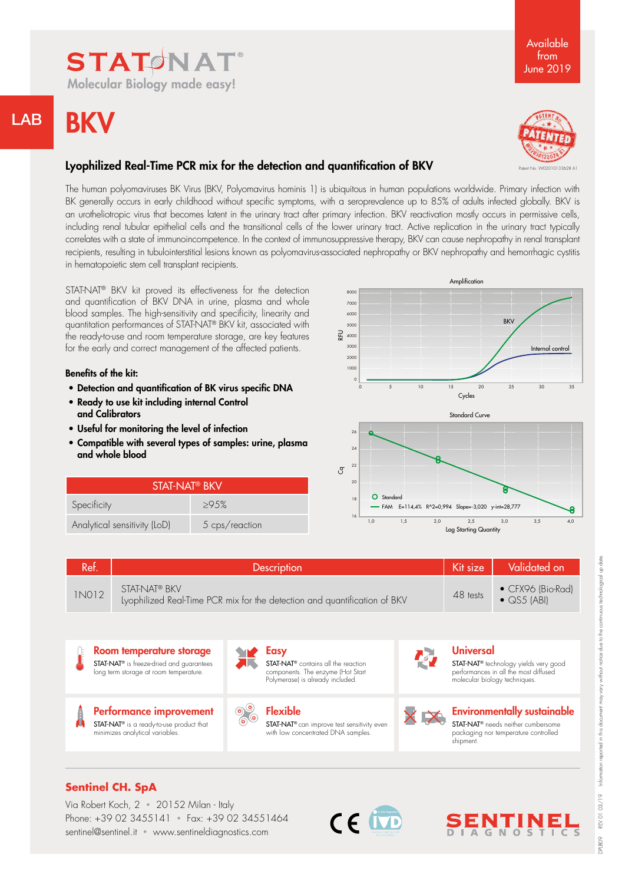Available from June 2019

# STAT-NAT®

Molecular Biology made easy!

LAB

# BKV

PATENTED

Patent No. WO2010133628 A1

## Lyophilized Real-Time PCR mix for the detection and quantification of BKV

The human polyomaviruses BK Virus (BKV, Polyomavirus hominis 1) is ubiquitous in human populations worldwide. Primary infection with BK generally occurs in early childhood without specific symptoms, with a seroprevalence up to 85% of adults infected globally. BKV is an urotheliotropic virus that becomes latent in the urinary tract after primary infection. BKV reactivation mostly occurs in permissive cells, including renal tubular epithelial cells and the transitional cells of the lower urinary tract. Active replication in the urinary tract typically correlates with a state of immunoincompetence. In the context of immunosuppressive therapy, BKV can cause nephropathy in renal transplant recipients, resulting in tubulointerstitial lesions known as polyomavirus-associated nephropathy or BKV nephropathy and hemorrhagic cystitis in hematopoietic stem cell transplant recipients.

STAT-NAT® BKV kit proved its effectiveness for the detection and quantification of BKV DNA in urine, plasma and whole blood samples. The high-sensitivity and specificity, linearity and quantitation performances of STAT-NAT® BKV kit, associated with the ready-to-use and room temperature storage, are key features for the early and correct management of the affected patients.

**Benefits of the kit:**

- **Detection and quantification of BK virus specific DNA**
- **Ready to use kit including internal Control and Calibrators**
- **Useful for monitoring the level of infection**
- **Compatible with several types of samples: urine, plasma and whole blood**

| STAT-NAT® BKV | |
|---|---|
| Specificity | ≥95% |
| Analytical sensitivity (LoD) | 5 cps/reaction |

Amplification

RFU

8000
7000
6000
5000
4000
3000
2000
1000
0

BKV

Internal control

0 5 10 15 20 25 30 35

Cycles

Standard Curve

Cq

26
24
22
20
18
16

Standard

FAM E=114,4% R^2=0,994 Slope=-3,020 y-int=28,777

1,0 1,5 2,0 2,5 3,0 3,5 4,0

Log Starting Quantity

| Ref. | Description | Kit size | Validated on |
|---|---|---|---|
| 1N012 | STAT-NAT® BKV<br>Lyophilized Real-Time PCR mix for the detection and quantification of BKV | 48 tests | • CFX96 (Bio-Rad)<br>• QS5 (ABI) |

**Room temperature storage**
STAT-NAT® is freeze-dried and guarantees long term storage at room temperature.

**Easy**
STAT-NAT® contains all the reaction components. The enzyme (Hot Start Polymerase) is already included.

**Universal**
STAT-NAT® technology yields very good performances in all the most diffused molecular biology techniques.

**Performance improvement**
STAT-NAT® is a ready-to-use product that minimizes analytical variables.

**Flexible**
STAT-NAT® can improve test sensitivity even with low concentrated DNA samples.

**Environmentally sustainable**
STAT-NAT® needs neither cumbersome packaging nor temperature controlled shipment.

**Sentinel CH. SpA**

Via Robert Koch, 2 • 20152 Milan - Italy
Phone: +39 02 3455141 • Fax: +39 02 34551464
sentinel@sentinel.it • www.sentineldiagnostics.com

CE IVD

SENTINEL DIAGNOSTICS

DPLB09 REV 01 03/19 Information reported in this document may vary without notice due to the continuous technological up date